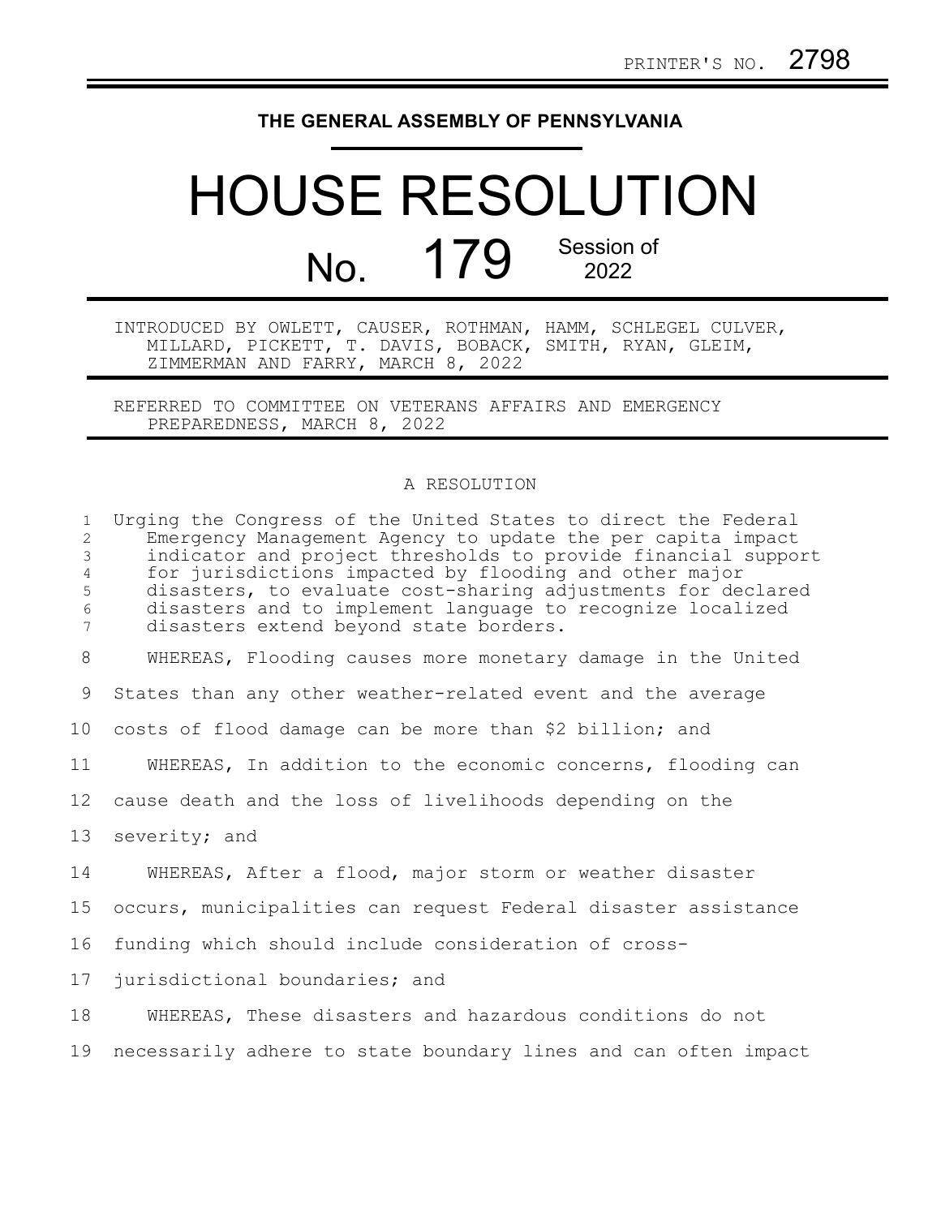PRINTER'S NO. 2798

THE GENERAL ASSEMBLY OF PENNSYLVANIA

# HOUSE RESOLUTION

## No. 179 Session of 2022

INTRODUCED BY OWLETT, CAUSER, ROTHMAN, HAMM, SCHLEGEL CULVER, MILLARD, PICKETT, T. DAVIS, BOBACK, SMITH, RYAN, GLEIM, ZIMMERMAN AND FARRY, MARCH 8, 2022

REFERRED TO COMMITTEE ON VETERANS AFFAIRS AND EMERGENCY PREPAREDNESS, MARCH 8, 2022

A RESOLUTION

Urging the Congress of the United States to direct the Federal Emergency Management Agency to update the per capita impact indicator and project thresholds to provide financial support for jurisdictions impacted by flooding and other major disasters, to evaluate cost-sharing adjustments for declared disasters and to implement language to recognize localized disasters extend beyond state borders.

WHEREAS, Flooding causes more monetary damage in the United States than any other weather-related event and the average costs of flood damage can be more than $2 billion; and

WHEREAS, In addition to the economic concerns, flooding can cause death and the loss of livelihoods depending on the severity; and

WHEREAS, After a flood, major storm or weather disaster occurs, municipalities can request Federal disaster assistance funding which should include consideration of cross-jurisdictional boundaries; and

WHEREAS, These disasters and hazardous conditions do not necessarily adhere to state boundary lines and can often impact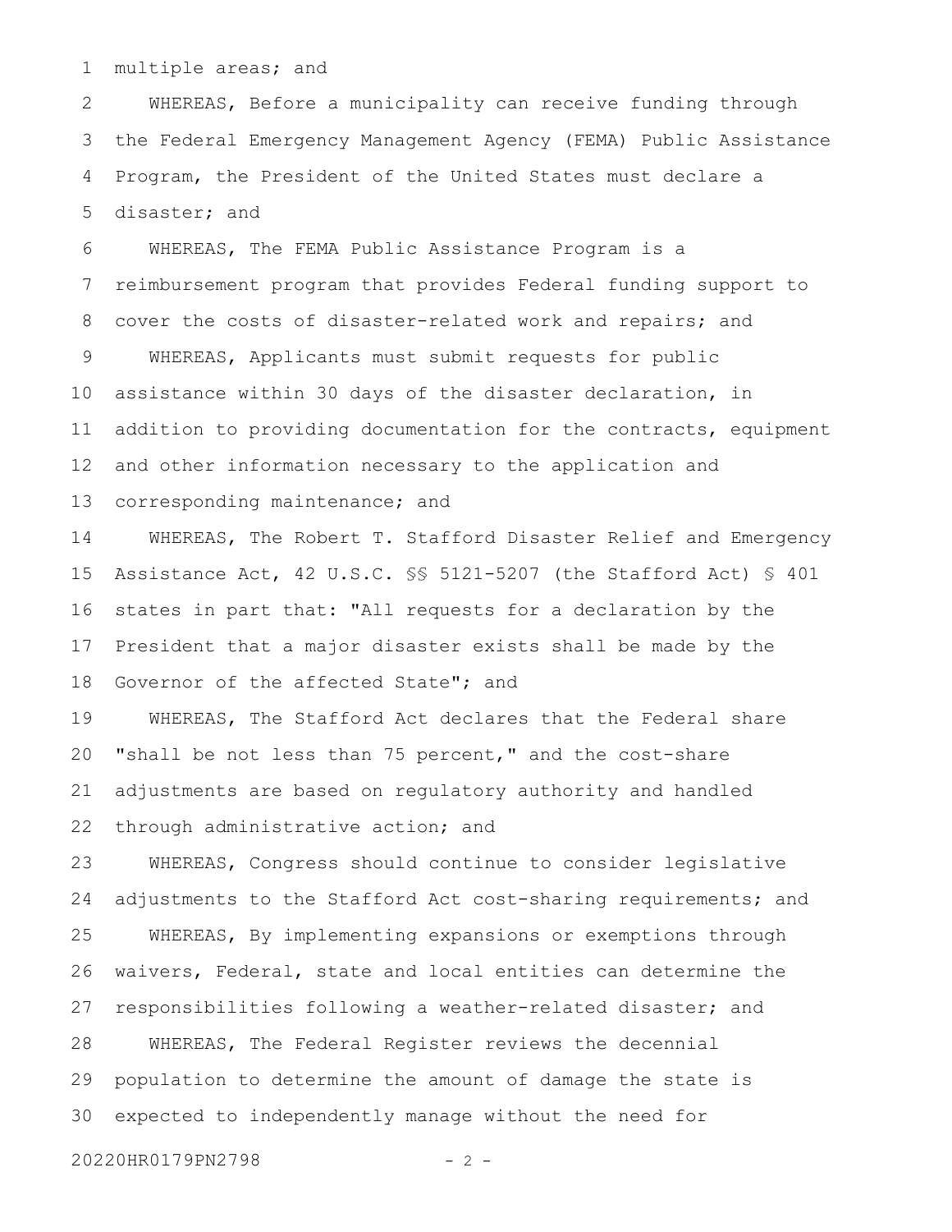multiple areas; and

WHEREAS, Before a municipality can receive funding through the Federal Emergency Management Agency (FEMA) Public Assistance Program, the President of the United States must declare a disaster; and

WHEREAS, The FEMA Public Assistance Program is a reimbursement program that provides Federal funding support to cover the costs of disaster-related work and repairs; and

WHEREAS, Applicants must submit requests for public assistance within 30 days of the disaster declaration, in addition to providing documentation for the contracts, equipment and other information necessary to the application and corresponding maintenance; and

WHEREAS, The Robert T. Stafford Disaster Relief and Emergency Assistance Act, 42 U.S.C. §§ 5121-5207 (the Stafford Act) § 401 states in part that: "All requests for a declaration by the President that a major disaster exists shall be made by the Governor of the affected State"; and

WHEREAS, The Stafford Act declares that the Federal share "shall be not less than 75 percent," and the cost-share adjustments are based on regulatory authority and handled through administrative action; and

WHEREAS, Congress should continue to consider legislative adjustments to the Stafford Act cost-sharing requirements; and

WHEREAS, By implementing expansions or exemptions through waivers, Federal, state and local entities can determine the responsibilities following a weather-related disaster; and

WHEREAS, The Federal Register reviews the decennial population to determine the amount of damage the state is expected to independently manage without the need for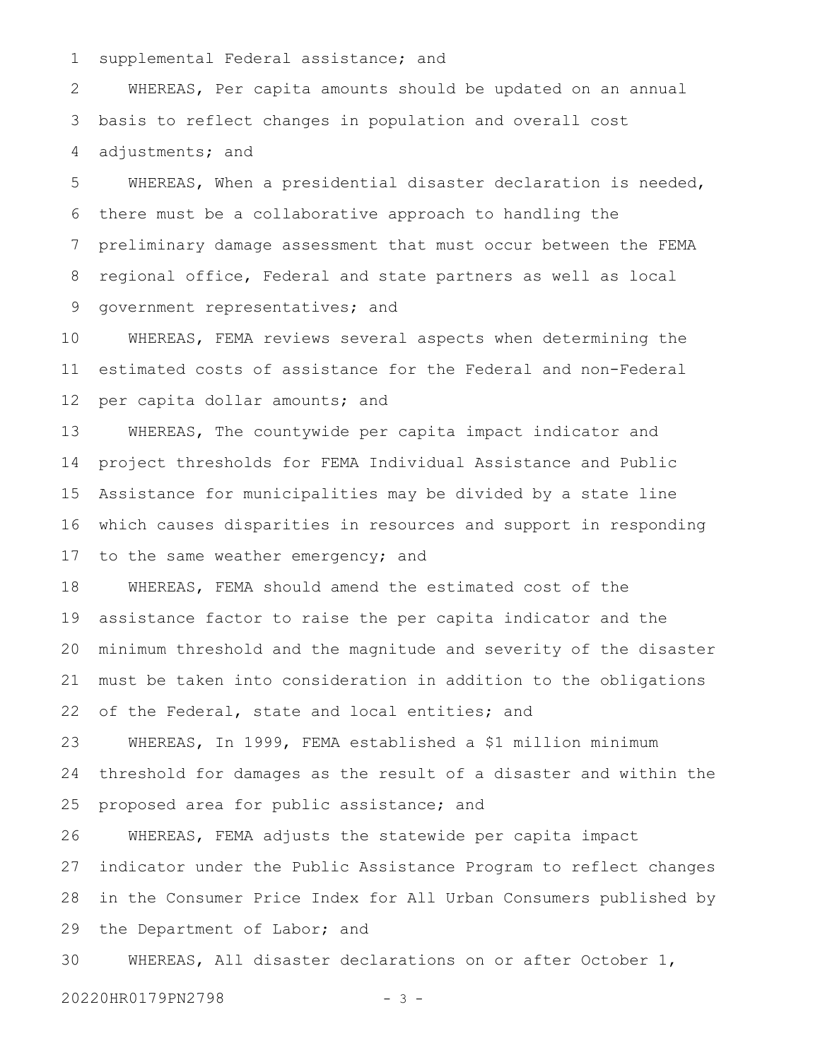supplemental Federal assistance; and

WHEREAS, Per capita amounts should be updated on an annual basis to reflect changes in population and overall cost adjustments; and

WHEREAS, When a presidential disaster declaration is needed, there must be a collaborative approach to handling the preliminary damage assessment that must occur between the FEMA regional office, Federal and state partners as well as local government representatives; and

WHEREAS, FEMA reviews several aspects when determining the estimated costs of assistance for the Federal and non-Federal per capita dollar amounts; and

WHEREAS, The countywide per capita impact indicator and project thresholds for FEMA Individual Assistance and Public Assistance for municipalities may be divided by a state line which causes disparities in resources and support in responding to the same weather emergency; and

WHEREAS, FEMA should amend the estimated cost of the assistance factor to raise the per capita indicator and the minimum threshold and the magnitude and severity of the disaster must be taken into consideration in addition to the obligations of the Federal, state and local entities; and

WHEREAS, In 1999, FEMA established a $1 million minimum threshold for damages as the result of a disaster and within the proposed area for public assistance; and

WHEREAS, FEMA adjusts the statewide per capita impact indicator under the Public Assistance Program to reflect changes in the Consumer Price Index for All Urban Consumers published by the Department of Labor; and

WHEREAS, All disaster declarations on or after October 1,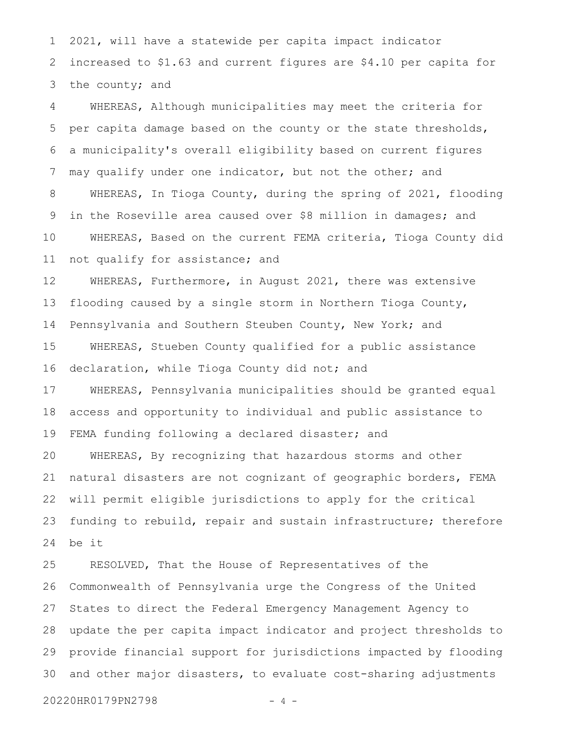2021, will have a statewide per capita impact indicator increased to $1.63 and current figures are $4.10 per capita for the county; and

WHEREAS, Although municipalities may meet the criteria for per capita damage based on the county or the state thresholds, a municipality's overall eligibility based on current figures may qualify under one indicator, but not the other; and

WHEREAS, In Tioga County, during the spring of 2021, flooding in the Roseville area caused over $8 million in damages; and

WHEREAS, Based on the current FEMA criteria, Tioga County did not qualify for assistance; and

WHEREAS, Furthermore, in August 2021, there was extensive flooding caused by a single storm in Northern Tioga County, Pennsylvania and Southern Steuben County, New York; and

WHEREAS, Stueben County qualified for a public assistance declaration, while Tioga County did not; and

WHEREAS, Pennsylvania municipalities should be granted equal access and opportunity to individual and public assistance to FEMA funding following a declared disaster; and

WHEREAS, By recognizing that hazardous storms and other natural disasters are not cognizant of geographic borders, FEMA will permit eligible jurisdictions to apply for the critical funding to rebuild, repair and sustain infrastructure; therefore be it

RESOLVED, That the House of Representatives of the Commonwealth of Pennsylvania urge the Congress of the United States to direct the Federal Emergency Management Agency to update the per capita impact indicator and project thresholds to provide financial support for jurisdictions impacted by flooding and other major disasters, to evaluate cost-sharing adjustments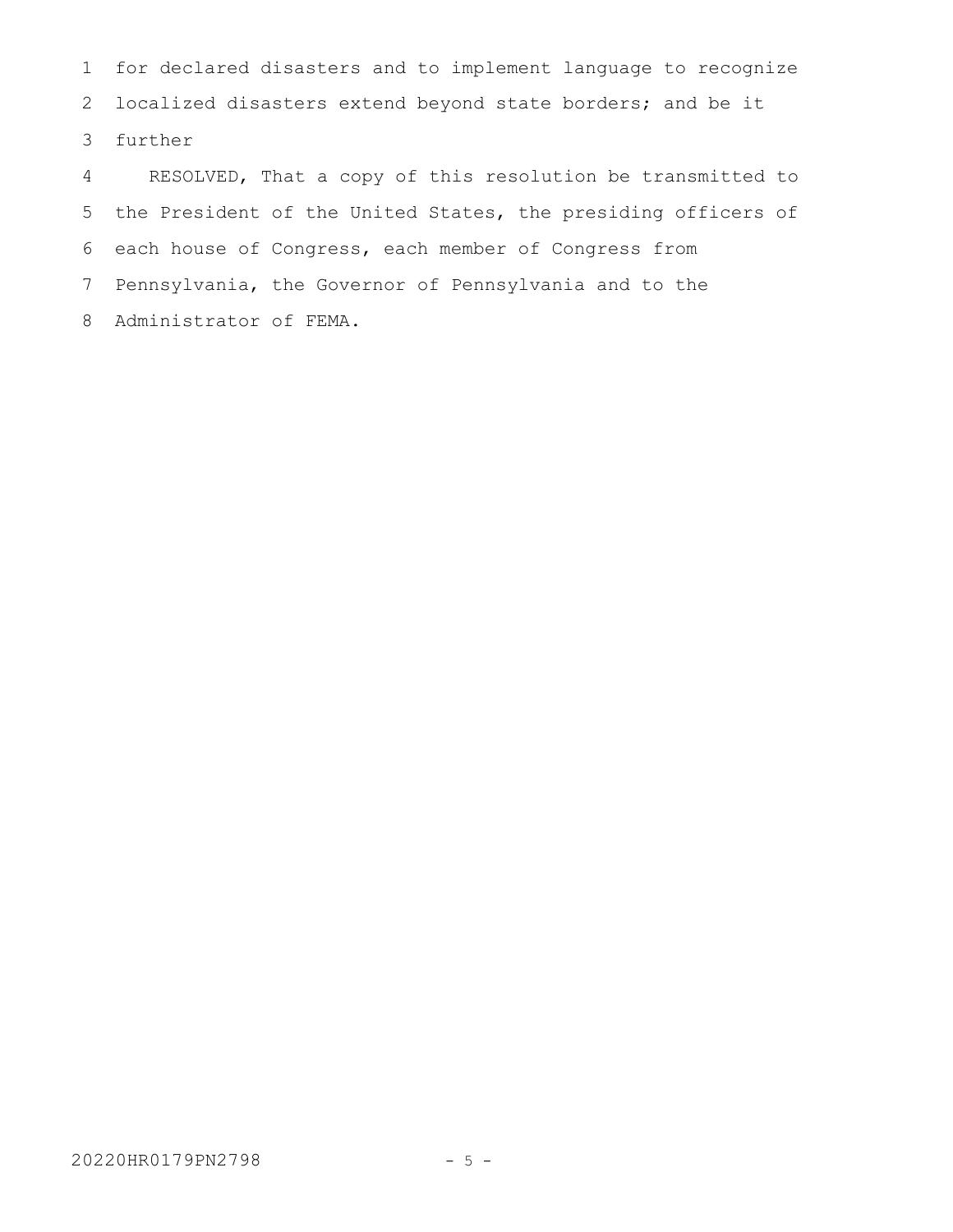for declared disasters and to implement language to recognize localized disasters extend beyond state borders; and be it further

RESOLVED, That a copy of this resolution be transmitted to the President of the United States, the presiding officers of each house of Congress, each member of Congress from Pennsylvania, the Governor of Pennsylvania and to the Administrator of FEMA.